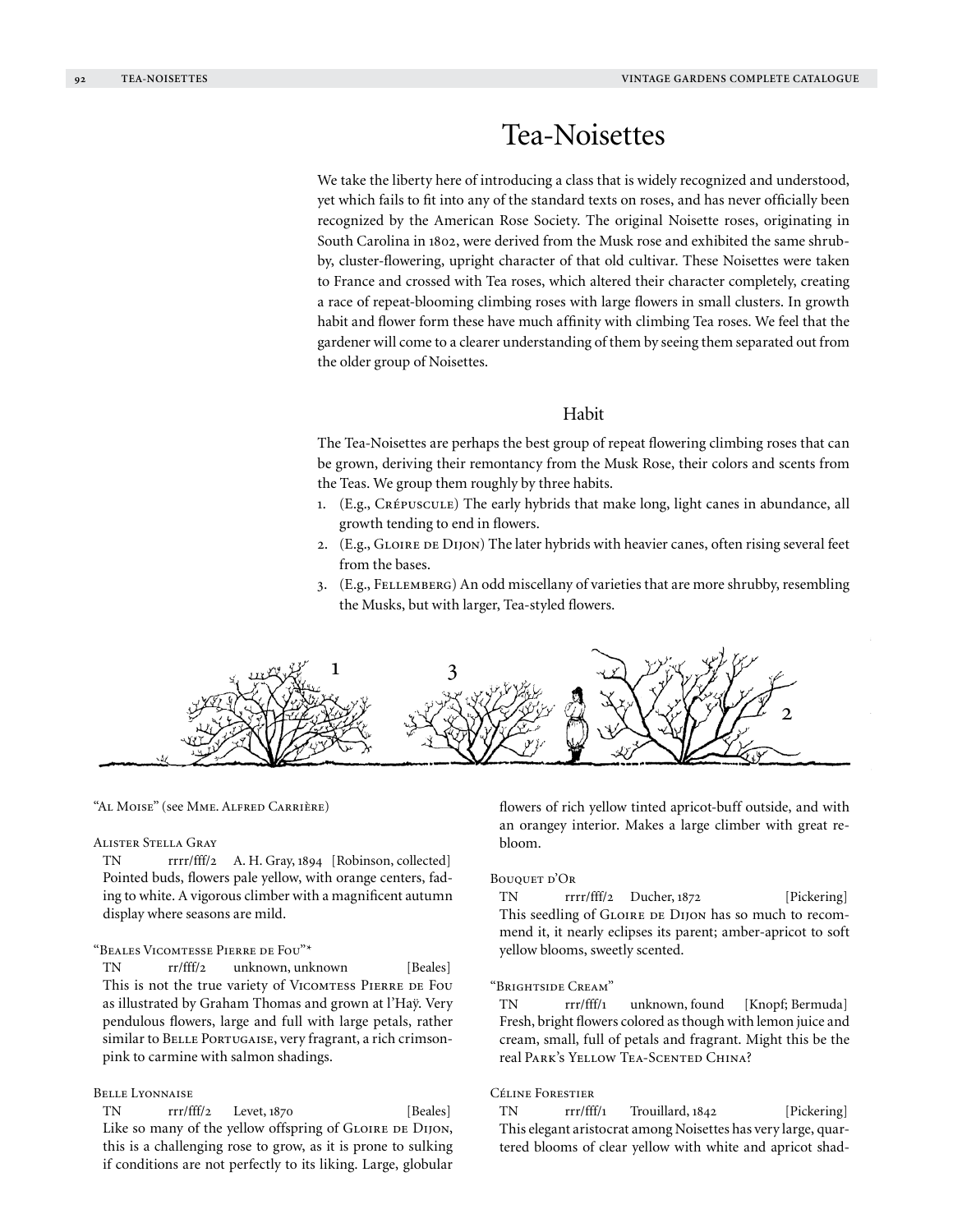# Tea-Noisettes

We take the liberty here of introducing a class that is widely recognized and understood, yet which fails to fit into any of the standard texts on roses, and has never officially been recognized by the American Rose Society. The original Noisette roses, originating in South Carolina in 1802, were derived from the Musk rose and exhibited the same shrubby, cluster-flowering, upright character of that old cultivar. These Noisettes were taken to France and crossed with Tea roses, which altered their character completely, creating a race of repeat-blooming climbing roses with large flowers in small clusters. In growth habit and flower form these have much affinity with climbing Tea roses. We feel that the gardener will come to a clearer understanding of them by seeing them separated out from the older group of Noisettes.

## Habit

The Tea-Noisettes are perhaps the best group of repeat flowering climbing roses that can be grown, deriving their remontancy from the Musk Rose, their colors and scents from the Teas. We group them roughly by three habits.

1. (E.g., Crépuscule) The early hybrids that make long, light canes in abundance, all growth tending to end in flowers.
2. (E.g., Gloire de Dijon) The later hybrids with heavier canes, often rising several feet from the bases.
3. (E.g., Fellemberg) An odd miscellany of varieties that are more shrubby, resembling the Musks, but with larger, Tea-styled flowers.

"Al Moise" (see Mme. Alfred Carrière)

Alister Stella Gray
TN rrrr/fff/2 A. H. Gray, 1894 [Robinson, collected]
Pointed buds, flowers pale yellow, with orange centers, fading to white. A vigorous climber with a magnificent autumn display where seasons are mild.

"Beales Vicomtesse Pierre de Fou"*
TN rr/fff/2 unknown, unknown [Beales]
This is not the true variety of Vicomtess Pierre de Fou as illustrated by Graham Thomas and grown at l'Haÿ. Very pendulous flowers, large and full with large petals, rather similar to Belle Portugaise, very fragrant, a rich crimson-pink to carmine with salmon shadings.

Belle Lyonnaise
TN rrr/fff/2 Levet, 1870 [Beales]
Like so many of the yellow offspring of Gloire de Dijon, this is a challenging rose to grow, as it is prone to sulking if conditions are not perfectly to its liking. Large, globular flowers of rich yellow tinted apricot-buff outside, and with an orangey interior. Makes a large climber with great rebloom.

Bouquet d'Or
TN rrrr/fff/2 Ducher, 1872 [Pickering]
This seedling of Gloire de Dijon has so much to recommend it, it nearly eclipses its parent; amber-apricot to soft yellow blooms, sweetly scented.

"Brightside Cream"
TN rrr/fff/1 unknown, found [Knopf; Bermuda]
Fresh, bright flowers colored as though with lemon juice and cream, small, full of petals and fragrant. Might this be the real Park's Yellow Tea-Scented China?

Céline Forestier
TN rrr/fff/1 Trouillard, 1842 [Pickering]
This elegant aristocrat among Noisettes has very large, quartered blooms of clear yellow with white and apricot shad-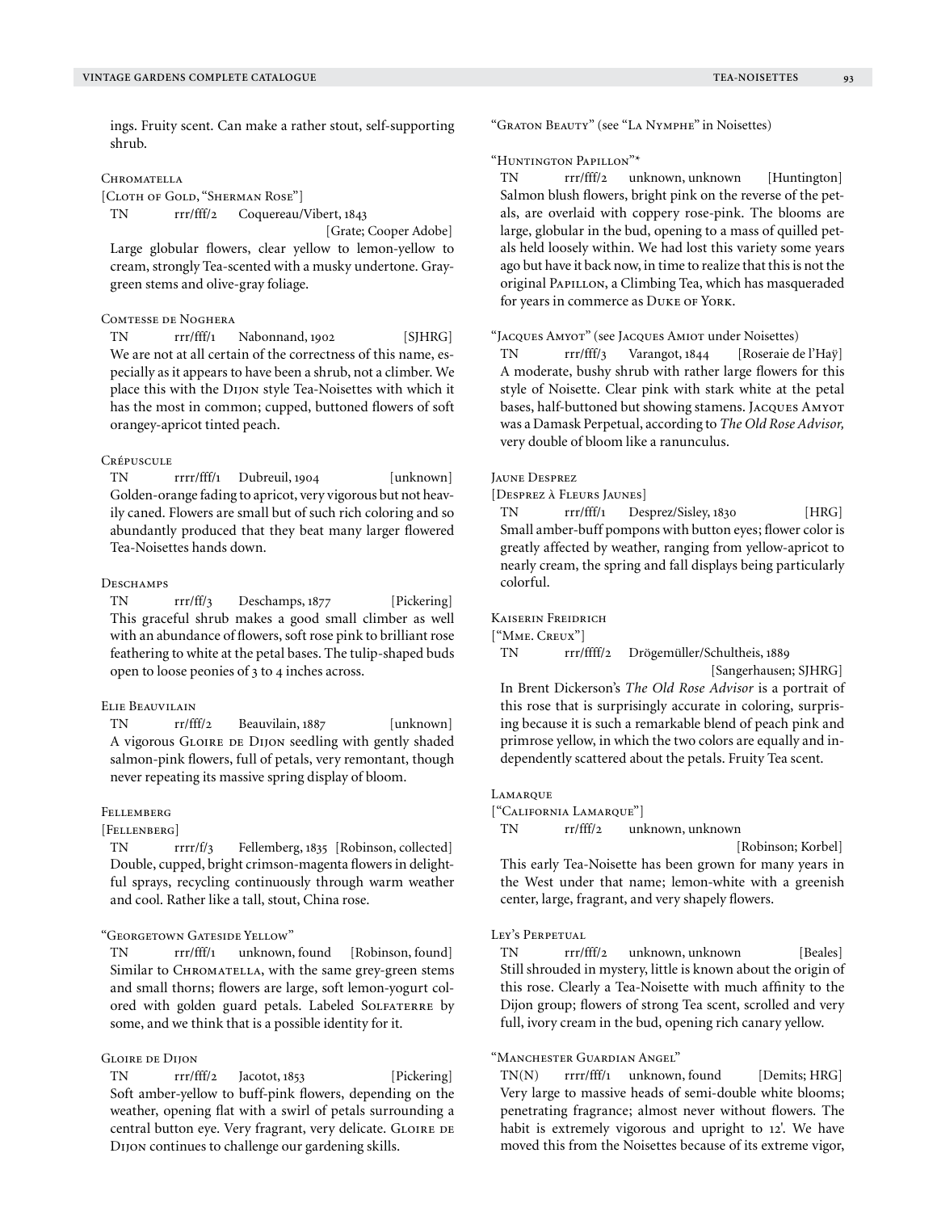ings. Fruity scent. Can make a rather stout, self-supporting shrub.

### Chromatella

[Cloth of Gold, "Sherman Rose"]

TN rrr/fff/2 Coquereau/Vibert, 1843 [Grate; Cooper Adobe]

Large globular flowers, clear yellow to lemon-yellow to cream, strongly Tea-scented with a musky undertone. Gray-green stems and olive-gray foliage.

### Comtesse de Noghera

TN rrr/fff/1 Nabonnand, 1902 [SJHRG]

We are not at all certain of the correctness of this name, especially as it appears to have been a shrub, not a climber. We place this with the Dijon style Tea-Noisettes with which it has the most in common; cupped, buttoned flowers of soft orangey-apricot tinted peach.

### Crépuscule

TN rrrr/fff/1 Dubreuil, 1904 [unknown]

Golden-orange fading to apricot, very vigorous but not heavily caned. Flowers are small but of such rich coloring and so abundantly produced that they beat many larger flowered Tea-Noisettes hands down.

### Deschamps

TN rrr/ff/3 Deschamps, 1877 [Pickering]

This graceful shrub makes a good small climber as well with an abundance of flowers, soft rose pink to brilliant rose feathering to white at the petal bases. The tulip-shaped buds open to loose peonies of 3 to 4 inches across.

### Elie Beauvilain

TN rr/fff/2 Beauvilain, 1887 [unknown]

A vigorous Gloire de Dijon seedling with gently shaded salmon-pink flowers, full of petals, very remontant, though never repeating its massive spring display of bloom.

### Fellemberg

[Fellenberg]

TN rrrr/f/3 Fellemberg, 1835 [Robinson, collected]

Double, cupped, bright crimson-magenta flowers in delightful sprays, recycling continuously through warm weather and cool. Rather like a tall, stout, China rose.

### "Georgetown Gateside Yellow"

TN rrr/fff/1 unknown, found [Robinson, found]

Similar to Chromatella, with the same grey-green stems and small thorns; flowers are large, soft lemon-yogurt colored with golden guard petals. Labeled Solfaterre by some, and we think that is a possible identity for it.

### Gloire de Dijon

TN rrr/fff/2 Jacotot, 1853 [Pickering]

Soft amber-yellow to buff-pink flowers, depending on the weather, opening flat with a swirl of petals surrounding a central button eye. Very fragrant, very delicate. Gloire de Dijon continues to challenge our gardening skills.

### "Graton Beauty" (see "La Nymphe" in Noisettes)

### "Huntington Papillon"*

TN rrr/fff/2 unknown, unknown [Huntington]

Salmon blush flowers, bright pink on the reverse of the petals, are overlaid with coppery rose-pink. The blooms are large, globular in the bud, opening to a mass of quilled petals held loosely within. We had lost this variety some years ago but have it back now, in time to realize that this is not the original Papillon, a Climbing Tea, which has masqueraded for years in commerce as Duke of York.

### "Jacques Amyot" (see Jacques Amiot under Noisettes)

TN rrr/fff/3 Varangot, 1844 [Roseraie de l'Haÿ]

A moderate, bushy shrub with rather large flowers for this style of Noisette. Clear pink with stark white at the petal bases, half-buttoned but showing stamens. Jacques Amyot was a Damask Perpetual, according to *The Old Rose Advisor,* very double of bloom like a ranunculus.

### Jaune Desprez

[Desprez à Fleurs Jaunes]

TN rrr/fff/1 Desprez/Sisley, 1830 [HRG]

Small amber-buff pompons with button eyes; flower color is greatly affected by weather, ranging from yellow-apricot to nearly cream, the spring and fall displays being particularly colorful.

### Kaiserin Freidrich

["Mme. Creux"]

TN rrr/ffff/2 Drögemüller/Schultheis, 1889 [Sangerhausen; SJHRG]

In Brent Dickerson's *The Old Rose Advisor* is a portrait of this rose that is surprisingly accurate in coloring, surprising because it is such a remarkable blend of peach pink and primrose yellow, in which the two colors are equally and independently scattered about the petals. Fruity Tea scent.

### Lamarque

["California Lamarque"]

TN rr/fff/2 unknown, unknown [Robinson; Korbel]

This early Tea-Noisette has been grown for many years in the West under that name; lemon-white with a greenish center, large, fragrant, and very shapely flowers.

### Ley's Perpetual

TN rrr/fff/2 unknown, unknown [Beales]

Still shrouded in mystery, little is known about the origin of this rose. Clearly a Tea-Noisette with much affinity to the Dijon group; flowers of strong Tea scent, scrolled and very full, ivory cream in the bud, opening rich canary yellow.

### "Manchester Guardian Angel"

TN(N) rrrr/fff/1 unknown, found [Demits; HRG]

Very large to massive heads of semi-double white blooms; penetrating fragrance; almost never without flowers. The habit is extremely vigorous and upright to 12'. We have moved this from the Noisettes because of its extreme vigor,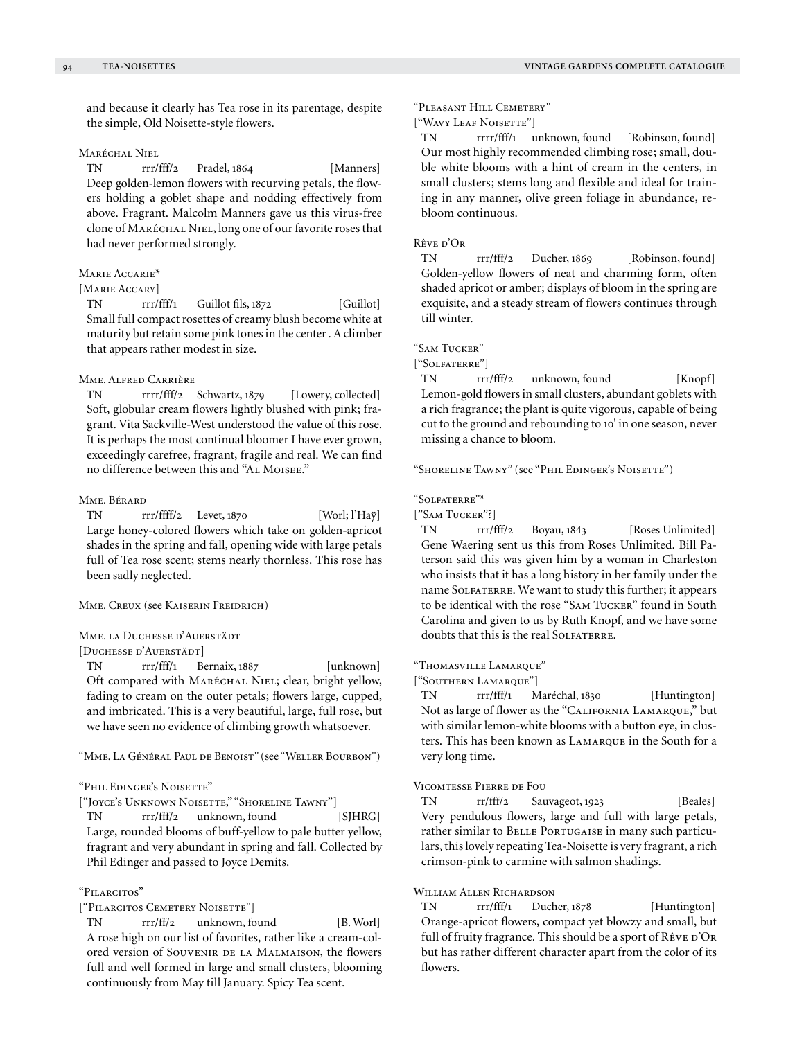and because it clearly has Tea rose in its parentage, despite the simple, Old Noisette-style flowers.

Maréchal Niel

TN rrr/fff/2 Pradel, 1864 [Manners]

Deep golden-lemon flowers with recurving petals, the flowers holding a goblet shape and nodding effectively from above. Fragrant. Malcolm Manners gave us this virus-free clone of Maréchal Niel, long one of our favorite roses that had never performed strongly.

Marie Accarie*

[Marie Accary]

TN rrr/fff/1 Guillot fils, 1872 [Guillot]

Small full compact rosettes of creamy blush become white at maturity but retain some pink tones in the center . A climber that appears rather modest in size.

Mme. Alfred Carrière

TN rrrr/fff/2 Schwartz, 1879 [Lowery, collected]

Soft, globular cream flowers lightly blushed with pink; fragrant. Vita Sackville-West understood the value of this rose. It is perhaps the most continual bloomer I have ever grown, exceedingly carefree, fragrant, fragile and real. We can find no difference between this and "Al Moisee."

Mme. Bérard

TN rrr/ffff/2 Levet, 1870 [Worl; l'Haÿ]

Large honey-colored flowers which take on golden-apricot shades in the spring and fall, opening wide with large petals full of Tea rose scent; stems nearly thornless. This rose has been sadly neglected.

Mme. Creux (see Kaiserin Freidrich)

Mme. la Duchesse d'Auerstädt

[Duchesse d'Auerstädt]

TN rrr/fff/1 Bernaix, 1887 [unknown]

Oft compared with Maréchal Niel; clear, bright yellow, fading to cream on the outer petals; flowers large, cupped, and imbricated. This is a very beautiful, large, full rose, but we have seen no evidence of climbing growth whatsoever.

"Mme. La Général Paul de Benoist" (see "Weller Bourbon")

"Phil Edinger's Noisette"

["Joyce's Unknown Noisette," "Shoreline Tawny"]

TN rrr/fff/2 unknown, found [SJHRG]

Large, rounded blooms of buff-yellow to pale butter yellow, fragrant and very abundant in spring and fall. Collected by Phil Edinger and passed to Joyce Demits.

"Pilarcitos"

["Pilarcitos Cemetery Noisette"]

TN rrr/ff/2 unknown, found [B. Worl]

A rose high on our list of favorites, rather like a cream-colored version of Souvenir de la Malmaison, the flowers full and well formed in large and small clusters, blooming continuously from May till January. Spicy Tea scent.

"Pleasant Hill Cemetery"

["Wavy Leaf Noisette"]

TN rrrr/fff/1 unknown, found [Robinson, found]

Our most highly recommended climbing rose; small, double white blooms with a hint of cream in the centers, in small clusters; stems long and flexible and ideal for training in any manner, olive green foliage in abundance, rebloom continuous.

Rêve d'Or

TN rrr/fff/2 Ducher, 1869 [Robinson, found]

Golden-yellow flowers of neat and charming form, often shaded apricot or amber; displays of bloom in the spring are exquisite, and a steady stream of flowers continues through till winter.

"Sam Tucker"

["Solfaterre"]

TN rrr/fff/2 unknown, found [Knopf]

Lemon-gold flowers in small clusters, abundant goblets with a rich fragrance; the plant is quite vigorous, capable of being cut to the ground and rebounding to 10' in one season, never missing a chance to bloom.

"Shoreline Tawny" (see "Phil Edinger's Noisette")

"Solfaterre"*

["Sam Tucker"?]

TN rrr/fff/2 Boyau, 1843 [Roses Unlimited]

Gene Waering sent us this from Roses Unlimited. Bill Paterson said this was given him by a woman in Charleston who insists that it has a long history in her family under the name Solfaterre. We want to study this further; it appears to be identical with the rose "Sam Tucker" found in South Carolina and given to us by Ruth Knopf, and we have some doubts that this is the real Solfaterre.

"Thomasville Lamarque"

["Southern Lamarque"]

TN rrr/fff/1 Maréchal, 1830 [Huntington]

Not as large of flower as the "California Lamarque," but with similar lemon-white blooms with a button eye, in clusters. This has been known as Lamarque in the South for a very long time.

Vicomtesse Pierre de Fou

TN rr/fff/2 Sauvageot, 1923 [Beales]

Very pendulous flowers, large and full with large petals, rather similar to Belle Portugaise in many such particulars, this lovely repeating Tea-Noisette is very fragrant, a rich crimson-pink to carmine with salmon shadings.

William Allen Richardson

TN rrr/fff/1 Ducher, 1878 [Huntington]

Orange-apricot flowers, compact yet blowzy and small, but full of fruity fragrance. This should be a sport of Rêve d'Or but has rather different character apart from the color of its flowers.